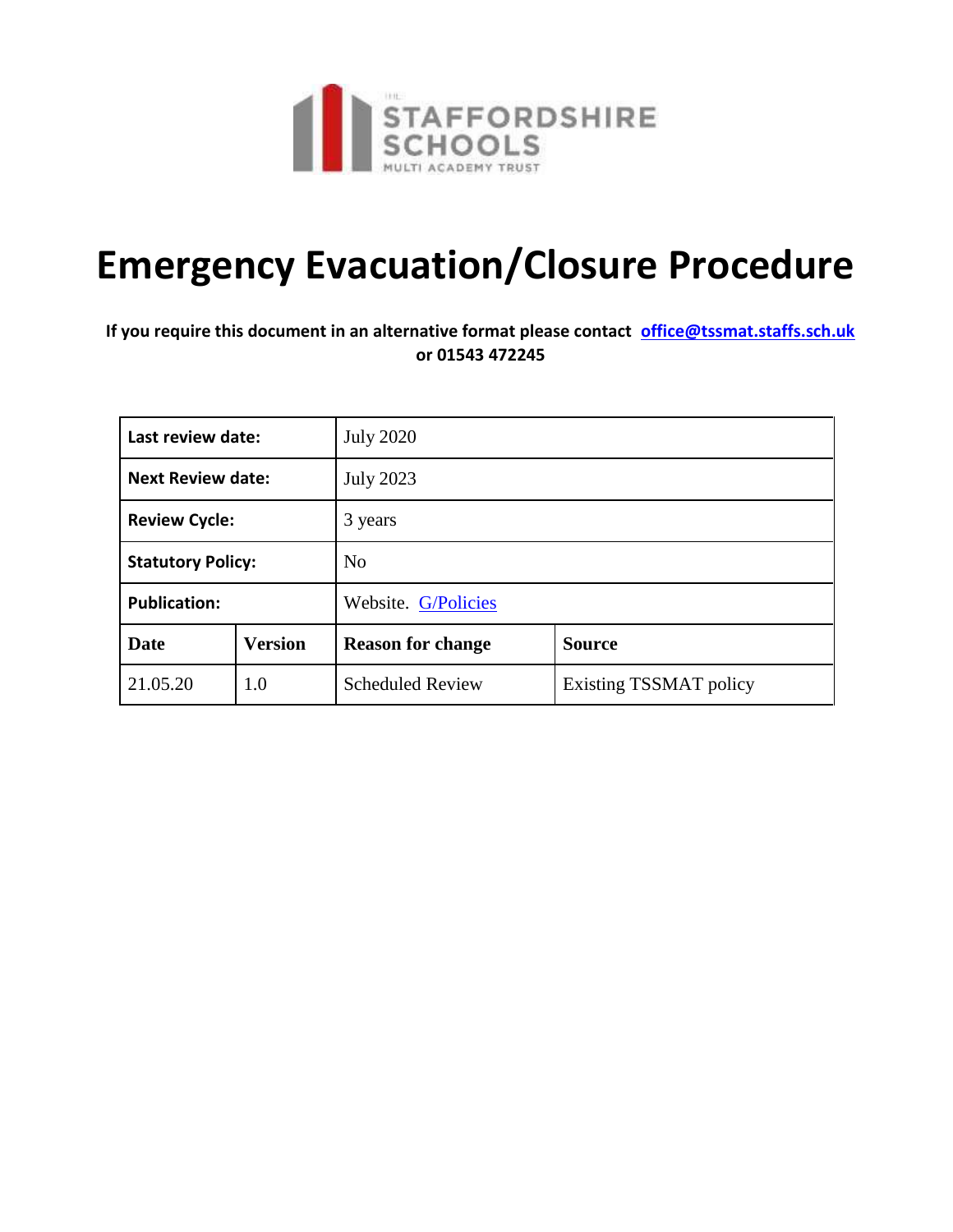# Emergency Evacuation/Closure Procedure

**If you require this document in an alternative format please contact [office@tssmat.staffs.sch.uk](mailto:office@tssmat.staffs.sch.uk) or 01543 472245**

| **Last review date:** | | July 2020 | |
|---|---|---|---|
| **Next Review date:** | | July 2023 | |
| **Review Cycle:** | | 3 years | |
| **Statutory Policy:** | | No | |
| **Publication:** | | Website. G/Policies | |
| **Date** | **Version** | **Reason for change** | **Source** |
| 21.05.20 | 1.0 | Scheduled Review | Existing TSSMAT policy |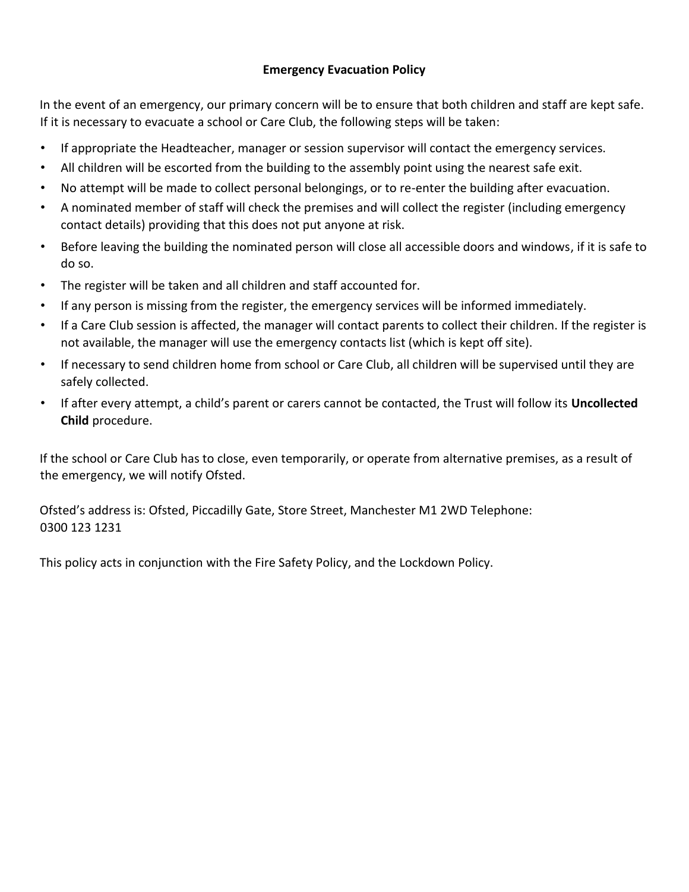# Emergency Evacuation Policy

In the event of an emergency, our primary concern will be to ensure that both children and staff are kept safe. If it is necessary to evacuate a school or Care Club, the following steps will be taken:

- If appropriate the Headteacher, manager or session supervisor will contact the emergency services.
- All children will be escorted from the building to the assembly point using the nearest safe exit.
- No attempt will be made to collect personal belongings, or to re-enter the building after evacuation.
- A nominated member of staff will check the premises and will collect the register (including emergency contact details) providing that this does not put anyone at risk.
- Before leaving the building the nominated person will close all accessible doors and windows, if it is safe to do so.
- The register will be taken and all children and staff accounted for.
- If any person is missing from the register, the emergency services will be informed immediately.
- If a Care Club session is affected, the manager will contact parents to collect their children. If the register is not available, the manager will use the emergency contacts list (which is kept off site).
- If necessary to send children home from school or Care Club, all children will be supervised until they are safely collected.
- If after every attempt, a child's parent or carers cannot be contacted, the Trust will follow its **Uncollected Child** procedure.

If the school or Care Club has to close, even temporarily, or operate from alternative premises, as a result of the emergency, we will notify Ofsted.

Ofsted's address is: Ofsted, Piccadilly Gate, Store Street, Manchester M1 2WD Telephone: 0300 123 1231

This policy acts in conjunction with the Fire Safety Policy, and the Lockdown Policy.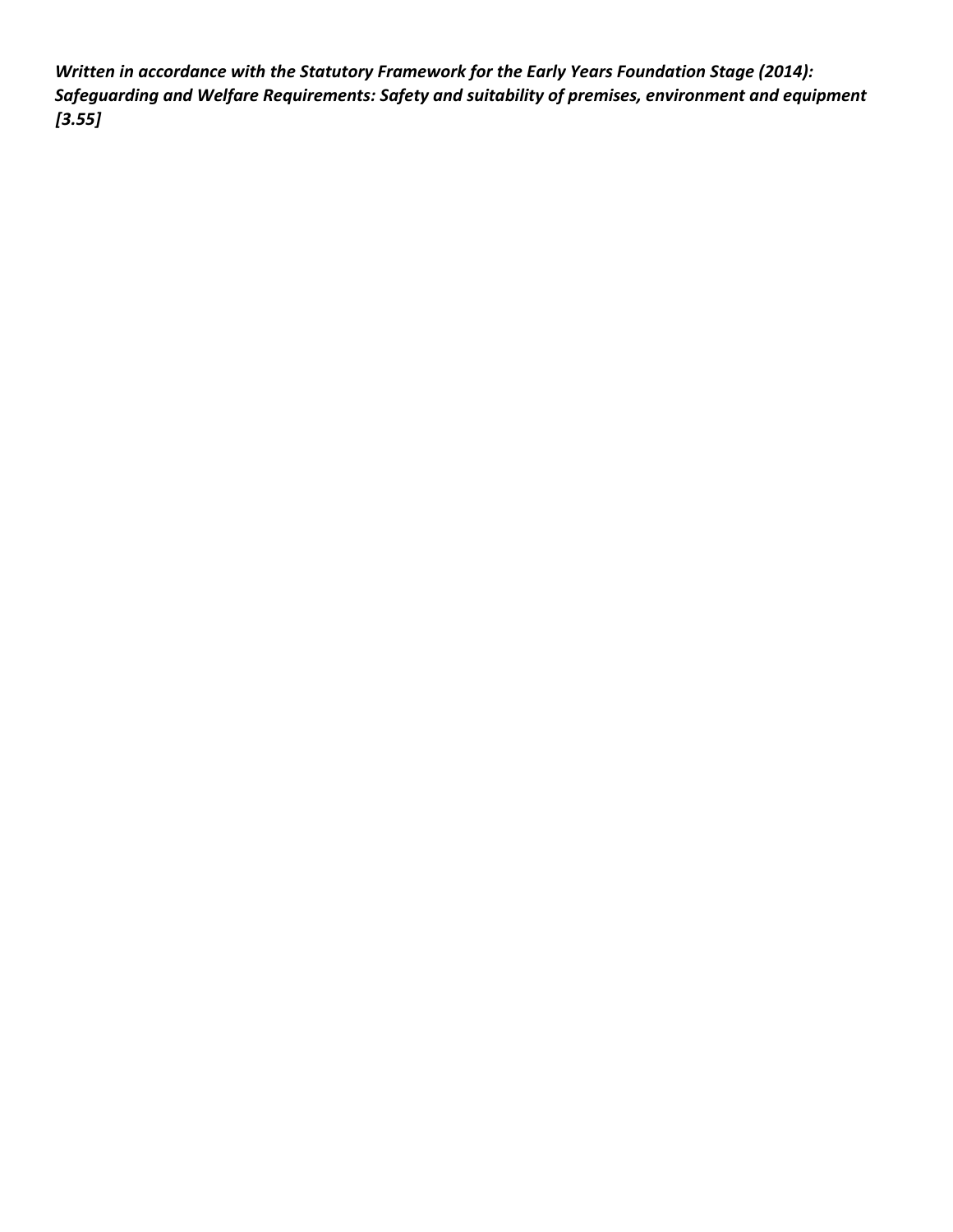***Written in accordance with the Statutory Framework for the Early Years Foundation Stage (2014): Safeguarding and Welfare Requirements: Safety and suitability of premises, environment and equipment [3.55]***